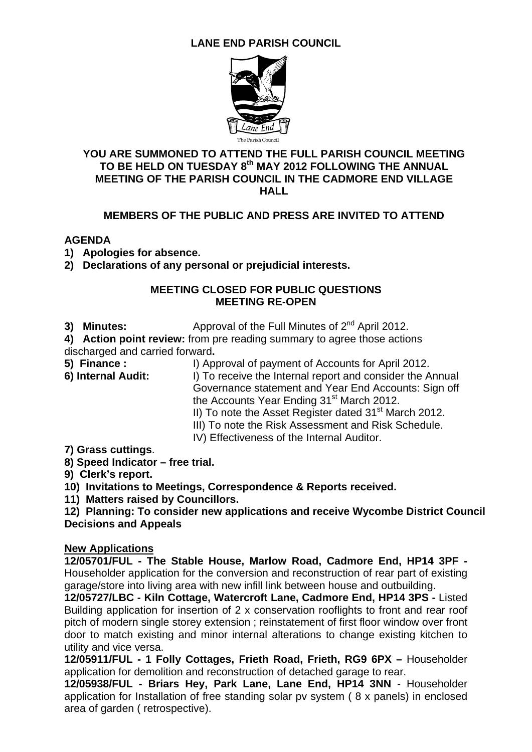# LANE END PARISH COUNCIL

The Parish Council

## YOU ARE SUMMONED TO ATTEND THE FULL PARISH COUNCIL MEETING TO BE HELD ON TUESDAY 8th MAY 2012 FOLLOWING THE ANNUAL MEETING OF THE PARISH COUNCIL IN THE CADMORE END VILLAGE HALL

**MEMBERS OF THE PUBLIC AND PRESS ARE INVITED TO ATTEND**

**AGENDA**

1) **Apologies for absence.**
2) **Declarations of any personal or prejudicial interests.**

**MEETING CLOSED FOR PUBLIC QUESTIONS**
**MEETING RE-OPEN**

3) **Minutes:** Approval of the Full Minutes of 2nd April 2012.

4) **Action point review:** from pre reading summary to agree those actions discharged and carried forward**.**

5) **Finance :** I) Approval of payment of Accounts for April 2012.

6) **Internal Audit:** I) To receive the Internal report and consider the Annual Governance statement and Year End Accounts: Sign off the Accounts Year Ending 31st March 2012.
II) To note the Asset Register dated 31st March 2012.
III) To note the Risk Assessment and Risk Schedule.
IV) Effectiveness of the Internal Auditor.

7) **Grass cuttings**.

8) **Speed Indicator – free trial.**

9) **Clerk's report.**

10) **Invitations to Meetings, Correspondence & Reports received.**

11) **Matters raised by Councillors.**

12) **Planning: To consider new applications and receive Wycombe District Council Decisions and Appeals**

**New Applications**

**12/05701/FUL - The Stable House, Marlow Road, Cadmore End, HP14 3PF -** Householder application for the conversion and reconstruction of rear part of existing garage/store into living area with new infill link between house and outbuilding.

**12/05727/LBC - Kiln Cottage, Watercroft Lane, Cadmore End, HP14 3PS -** Listed Building application for insertion of 2 x conservation rooflights to front and rear roof pitch of modern single storey extension ; reinstatement of first floor window over front door to match existing and minor internal alterations to change existing kitchen to utility and vice versa.

**12/05911/FUL - 1 Folly Cottages, Frieth Road, Frieth, RG9 6PX –** Householder application for demolition and reconstruction of detached garage to rear.

**12/05938/FUL - Briars Hey, Park Lane, Lane End, HP14 3NN** - Householder application for Installation of free standing solar pv system ( 8 x panels) in enclosed area of garden ( retrospective).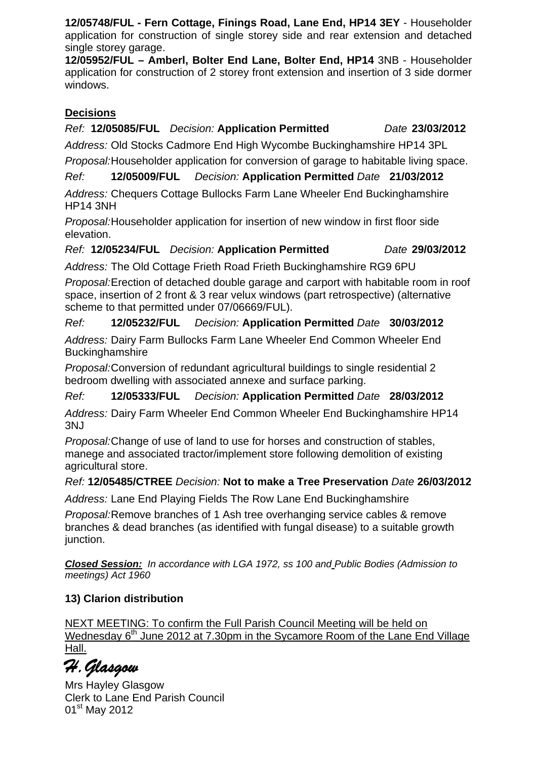**12/05748/FUL - Fern Cottage, Finings Road, Lane End, HP14 3EY** - Householder application for construction of single storey side and rear extension and detached single storey garage.

**12/05952/FUL – Amberl, Bolter End Lane, Bolter End, HP14** 3NB - Householder application for construction of 2 storey front extension and insertion of 3 side dormer windows.

## Decisions

*Ref:* **12/05085/FUL** *Decision:* **Application Permitted** *Date* **23/03/2012**

*Address:* Old Stocks Cadmore End High Wycombe Buckinghamshire HP14 3PL

*Proposal:* Householder application for conversion of garage to habitable living space.

*Ref:* **12/05009/FUL** *Decision:* **Application Permitted** *Date* **21/03/2012**

*Address:* Chequers Cottage Bullocks Farm Lane Wheeler End Buckinghamshire HP14 3NH

*Proposal:* Householder application for insertion of new window in first floor side elevation.

*Ref:* **12/05234/FUL** *Decision:* **Application Permitted** *Date* **29/03/2012**

*Address:* The Old Cottage Frieth Road Frieth Buckinghamshire RG9 6PU

*Proposal:* Erection of detached double garage and carport with habitable room in roof space, insertion of 2 front & 3 rear velux windows (part retrospective) (alternative scheme to that permitted under 07/06669/FUL).

*Ref:* **12/05232/FUL** *Decision:* **Application Permitted** *Date* **30/03/2012**

*Address:* Dairy Farm Bullocks Farm Lane Wheeler End Common Wheeler End Buckinghamshire

*Proposal:* Conversion of redundant agricultural buildings to single residential 2 bedroom dwelling with associated annexe and surface parking.

*Ref:* **12/05333/FUL** *Decision:* **Application Permitted** *Date* **28/03/2012**

*Address:* Dairy Farm Wheeler End Common Wheeler End Buckinghamshire HP14 3NJ

*Proposal:* Change of use of land to use for horses and construction of stables, manege and associated tractor/implement store following demolition of existing agricultural store.

*Ref:* **12/05485/CTREE** *Decision:* **Not to make a Tree Preservation** *Date* **26/03/2012**

*Address:* Lane End Playing Fields The Row Lane End Buckinghamshire

*Proposal:* Remove branches of 1 Ash tree overhanging service cables & remove branches & dead branches (as identified with fungal disease) to a suitable growth junction.

***Closed Session:*** *In accordance with LGA 1972, ss 100 and Public Bodies (Admission to meetings) Act 1960*

### 13) Clarion distribution

NEXT MEETING: To confirm the Full Parish Council Meeting will be held on Wednesday 6th June 2012 at 7.30pm in the Sycamore Room of the Lane End Village Hall.

*H.Glasgow*

Mrs Hayley Glasgow
Clerk to Lane End Parish Council
01st May 2012